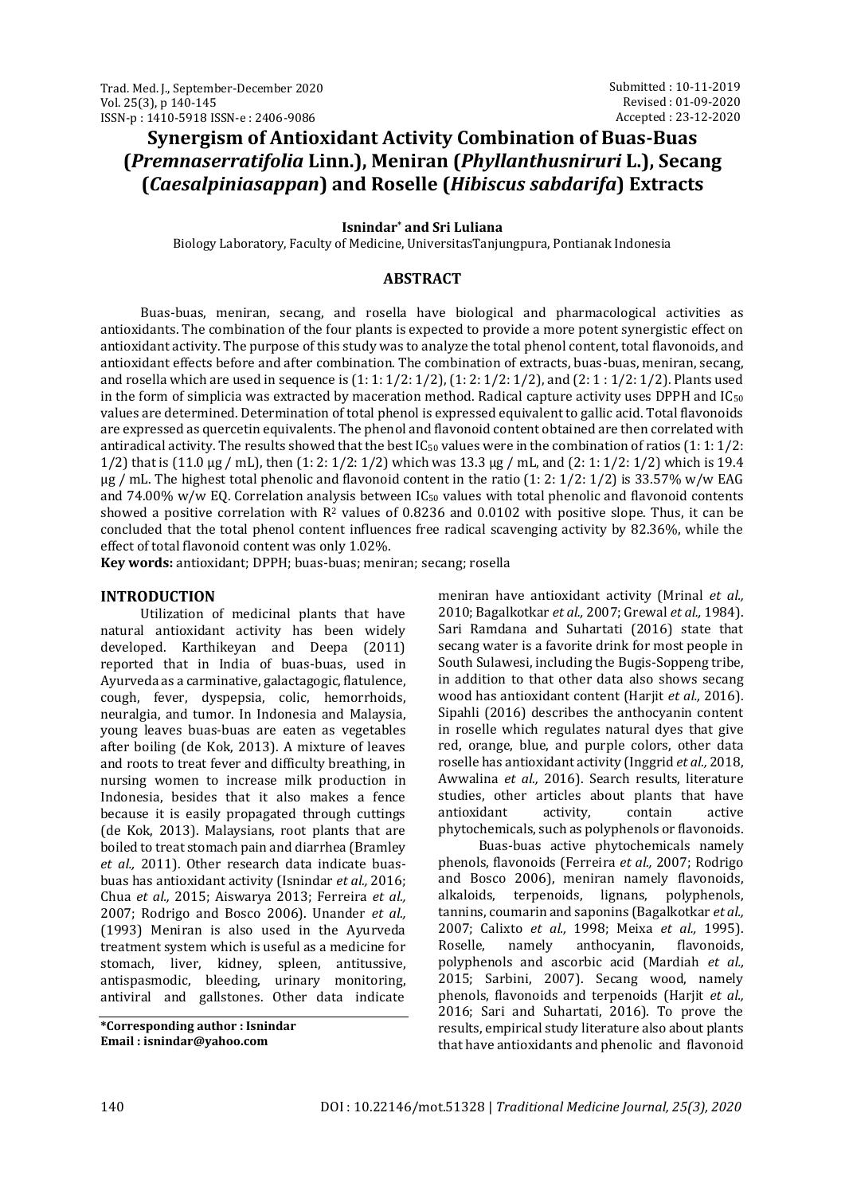Submitted : 10-11-2019
Revised : 01-09-2020
Accepted : 23-12-2020

# Synergism of Antioxidant Activity Combination of Buas-Buas (*Premnaserratifolia* Linn.), Meniran (*Phyllanthusniruri* L.), Secang (*Caesalpiniasappan*) and Roselle (*Hibiscus sabdarifa*) Extracts

**Isnindar\* and Sri Luliana**

Biology Laboratory, Faculty of Medicine, UniversitasTanjungpura, Pontianak Indonesia

## ABSTRACT

Buas-buas, meniran, secang, and rosella have biological and pharmacological activities as antioxidants. The combination of the four plants is expected to provide a more potent synergistic effect on antioxidant activity. The purpose of this study was to analyze the total phenol content, total flavonoids, and antioxidant effects before and after combination. The combination of extracts, buas-buas, meniran, secang, and rosella which are used in sequence is (1: 1: 1/2: 1/2), (1: 2: 1/2: 1/2), and (2: 1 : 1/2: 1/2). Plants used in the form of simplicia was extracted by maceration method. Radical capture activity uses DPPH and $IC_{50}$ values are determined. Determination of total phenol is expressed equivalent to gallic acid. Total flavonoids are expressed as quercetin equivalents. The phenol and flavonoid content obtained are then correlated with antiradical activity. The results showed that the best $IC_{50}$ values were in the combination of ratios (1: 1: 1/2: 1/2) that is (11.0 µg / mL), then (1: 2: 1/2: 1/2) which was 13.3 µg / mL, and (2: 1: 1/2: 1/2) which is 19.4 µg / mL. The highest total phenolic and flavonoid content in the ratio (1: 2: 1/2: 1/2) is 33.57% w/w EAG and 74.00% w/w EQ. Correlation analysis between $IC_{50}$ values with total phenolic and flavonoid contents showed a positive correlation with $R^2$ values of 0.8236 and 0.0102 with positive slope. Thus, it can be concluded that the total phenol content influences free radical scavenging activity by 82.36%, while the effect of total flavonoid content was only 1.02%.

**Key words:** antioxidant; DPPH; buas-buas; meniran; secang; rosella

## INTRODUCTION

Utilization of medicinal plants that have natural antioxidant activity has been widely developed. Karthikeyan and Deepa (2011) reported that in India of buas-buas, used in Ayurveda as a carminative, galactagogic, flatulence, cough, fever, dyspepsia, colic, hemorrhoids, neuralgia, and tumor. In Indonesia and Malaysia, young leaves buas-buas are eaten as vegetables after boiling (de Kok, 2013). A mixture of leaves and roots to treat fever and difficulty breathing, in nursing women to increase milk production in Indonesia, besides that it also makes a fence because it is easily propagated through cuttings (de Kok, 2013). Malaysians, root plants that are boiled to treat stomach pain and diarrhea (Bramley *et al.,* 2011). Other research data indicate buas-buas has antioxidant activity (Isnindar *et al.,* 2016; Chua *et al.,* 2015; Aiswarya 2013; Ferreira *et al.,* 2007; Rodrigo and Bosco 2006). Unander *et al.,* (1993) Meniran is also used in the Ayurveda treatment system which is useful as a medicine for stomach, liver, kidney, spleen, antitussive, antispasmodic, bleeding, urinary monitoring, antiviral and gallstones. Other data indicate meniran have antioxidant activity (Mrinal *et al.,* 2010; Bagalkotkar *et al.,* 2007; Grewal *et al.,* 1984). Sari Ramdana and Suhartati (2016) state that secang water is a favorite drink for most people in South Sulawesi, including the Bugis-Soppeng tribe, in addition to that other data also shows secang wood has antioxidant content (Harjit *et al.,* 2016). Sipahli (2016) describes the anthocyanin content in roselle which regulates natural dyes that give red, orange, blue, and purple colors, other data roselle has antioxidant activity (Inggrid *et al.,* 2018, Awwalina *et al.,* 2016). Search results, literature studies, other articles about plants that have antioxidant activity, contain active phytochemicals, such as polyphenols or flavonoids.

Buas-buas active phytochemicals namely phenols, flavonoids (Ferreira *et al.,* 2007; Rodrigo and Bosco 2006), meniran namely flavonoids, alkaloids, terpenoids, lignans, polyphenols, tannins, coumarin and saponins (Bagalkotkar *et al.,* 2007; Calixto *et al.,* 1998; Meixa *et al.,* 1995). Roselle, namely anthocyanin, flavonoids, polyphenols and ascorbic acid (Mardiah *et al.,* 2015; Sarbini, 2007). Secang wood, namely phenols, flavonoids and terpenoids (Harjit *et al.,* 2016; Sari and Suhartati, 2016). To prove the results, empirical study literature also about plants that have antioxidants and phenolic and flavonoid

**\*Corresponding author : Isnindar**
**Email : isnindar@yahoo.com**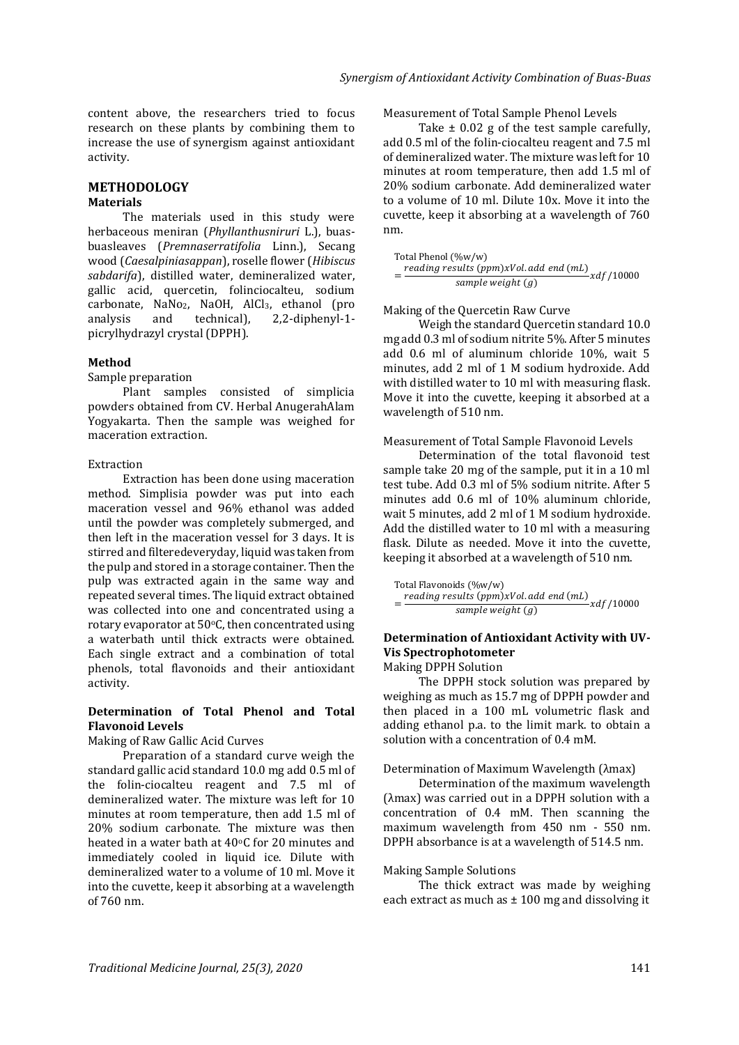content above, the researchers tried to focus research on these plants by combining them to increase the use of synergism against antioxidant activity.

## METHODOLOGY

### Materials

The materials used in this study were herbaceous meniran (*Phyllanthusniruri* L.), buas-buasleaves (*Premnaserratifolia* Linn.), Secang wood (*Caesalpiniasappan*), roselle flower (*Hibiscus sabdarifa*), distilled water, demineralized water, gallic acid, quercetin, folinciocalteu, sodium carbonate, $NaNo_2$, NaOH, $AlCl_3$, ethanol (pro analysis and technical), 2,2-diphenyl-1-picrylhydrazyl crystal (DPPH).

### Method

Sample preparation

Plant samples consisted of simplicia powders obtained from CV. Herbal AnugerahAlam Yogyakarta. Then the sample was weighed for maceration extraction.

Extraction

Extraction has been done using maceration method. Simplisia powder was put into each maceration vessel and 96% ethanol was added until the powder was completely submerged, and then left in the maceration vessel for 3 days. It is stirred and filteredeveryday, liquid was taken from the pulp and stored in a storage container. Then the pulp was extracted again in the same way and repeated several times. The liquid extract obtained was collected into one and concentrated using a rotary evaporator at 50°C, then concentrated using a waterbath until thick extracts were obtained. Each single extract and a combination of total phenols, total flavonoids and their antioxidant activity.

### Determination of Total Phenol and Total Flavonoid Levels

Making of Raw Gallic Acid Curves

Preparation of a standard curve weigh the standard gallic acid standard 10.0 mg add 0.5 ml of the folin-ciocalteu reagent and 7.5 ml of demineralized water. The mixture was left for 10 minutes at room temperature, then add 1.5 ml of 20% sodium carbonate. The mixture was then heated in a water bath at 40°C for 20 minutes and immediately cooled in liquid ice. Dilute with demineralized water to a volume of 10 ml. Move it into the cuvette, keep it absorbing at a wavelength of 760 nm.

Measurement of Total Sample Phenol Levels

Take ± 0.02 g of the test sample carefully, add 0.5 ml of the folin-ciocalteu reagent and 7.5 ml of demineralized water. The mixture was left for 10 minutes at room temperature, then add 1.5 ml of 20% sodium carbonate. Add demineralized water to a volume of 10 ml. Dilute 10x. Move it into the cuvette, keep it absorbing at a wavelength of 760 nm.

$$\text{Total Phenol (\%w/w)} = \frac{reading\ results\ (ppm) x Vol.add\ end\ (mL)}{sample\ weight\ (g)} xdf/10000$$

Making of the Quercetin Raw Curve

Weigh the standard Quercetin standard 10.0 mg add 0.3 ml of sodium nitrite 5%. After 5 minutes add 0.6 ml of aluminum chloride 10%, wait 5 minutes, add 2 ml of 1 M sodium hydroxide. Add with distilled water to 10 ml with measuring flask. Move it into the cuvette, keeping it absorbed at a wavelength of 510 nm.

Measurement of Total Sample Flavonoid Levels

Determination of the total flavonoid test sample take 20 mg of the sample, put it in a 10 ml test tube. Add 0.3 ml of 5% sodium nitrite. After 5 minutes add 0.6 ml of 10% aluminum chloride, wait 5 minutes, add 2 ml of 1 M sodium hydroxide. Add the distilled water to 10 ml with a measuring flask. Dilute as needed. Move it into the cuvette, keeping it absorbed at a wavelength of 510 nm.

$$\text{Total Flavonoids (\%w/w)} = \frac{reading\ results\ (ppm) x Vol.add\ end\ (mL)}{sample\ weight\ (g)} xdf/10000$$

### Determination of Antioxidant Activity with UV-Vis Spectrophotometer

Making DPPH Solution

The DPPH stock solution was prepared by weighing as much as 15.7 mg of DPPH powder and then placed in a 100 mL volumetric flask and adding ethanol p.a. to the limit mark. to obtain a solution with a concentration of 0.4 mM.

Determination of Maximum Wavelength (λmax)

Determination of the maximum wavelength (λmax) was carried out in a DPPH solution with a concentration of 0.4 mM. Then scanning the maximum wavelength from 450 nm - 550 nm. DPPH absorbance is at a wavelength of 514.5 nm.

Making Sample Solutions

The thick extract was made by weighing each extract as much as ± 100 mg and dissolving it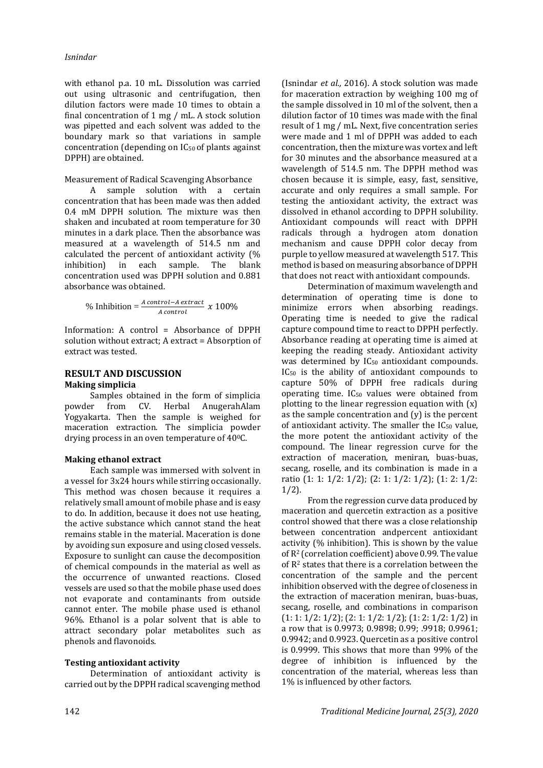with ethanol p.a. 10 mL. Dissolution was carried out using ultrasonic and centrifugation, then dilution factors were made 10 times to obtain a final concentration of 1 mg / mL. A stock solution was pipetted and each solvent was added to the boundary mark so that variations in sample concentration (depending on $IC_{50}$ of plants against DPPH) are obtained.

Measurement of Radical Scavenging Absorbance

A sample solution with a certain concentration that has been made was then added 0.4 mM DPPH solution. The mixture was then shaken and incubated at room temperature for 30 minutes in a dark place. Then the absorbance was measured at a wavelength of 514.5 nm and calculated the percent of antioxidant activity (% inhibition) in each sample. The blank concentration used was DPPH solution and 0.881 absorbance was obtained.

$$\% \text{ Inhibition} = \frac{A\ control - A\ extract}{A\ control}\ x\ 100\%$$

Information: A control = Absorbance of DPPH solution without extract; A extract = Absorption of extract was tested.

## RESULT AND DISCUSSION

### Making simplicia

Samples obtained in the form of simplicia powder from CV. Herbal AnugerahAlam Yogyakarta. Then the sample is weighed for maceration extraction. The simplicia powder drying process in an oven temperature of $40^0$C.

### Making ethanol extract

Each sample was immersed with solvent in a vessel for 3x24 hours while stirring occasionally. This method was chosen because it requires a relatively small amount of mobile phase and is easy to do. In addition, because it does not use heating, the active substance which cannot stand the heat remains stable in the material. Maceration is done by avoiding sun exposure and using closed vessels. Exposure to sunlight can cause the decomposition of chemical compounds in the material as well as the occurrence of unwanted reactions. Closed vessels are used so that the mobile phase used does not evaporate and contaminants from outside cannot enter. The mobile phase used is ethanol 96%. Ethanol is a polar solvent that is able to attract secondary polar metabolites such as phenols and flavonoids.

### Testing antioxidant activity

Determination of antioxidant activity is carried out by the DPPH radical scavenging method (Isnindar *et al.,* 2016). A stock solution was made for maceration extraction by weighing 100 mg of the sample dissolved in 10 ml of the solvent, then a dilution factor of 10 times was made with the final result of 1 mg / mL. Next, five concentration series were made and 1 ml of DPPH was added to each concentration, then the mixture was vortex and left for 30 minutes and the absorbance measured at a wavelength of 514.5 nm. The DPPH method was chosen because it is simple, easy, fast, sensitive, accurate and only requires a small sample. For testing the antioxidant activity, the extract was dissolved in ethanol according to DPPH solubility. Antioxidant compounds will react with DPPH radicals through a hydrogen atom donation mechanism and cause DPPH color decay from purple to yellow measured at wavelength 517. This method is based on measuring absorbance of DPPH that does not react with antioxidant compounds.

Determination of maximum wavelength and determination of operating time is done to minimize errors when absorbing readings. Operating time is needed to give the radical capture compound time to react to DPPH perfectly. Absorbance reading at operating time is aimed at keeping the reading steady. Antioxidant activity was determined by $IC_{50}$ antioxidant compounds. $IC_{50}$ is the ability of antioxidant compounds to capture 50% of DPPH free radicals during operating time. $IC_{50}$ values were obtained from plotting to the linear regression equation with (x) as the sample concentration and (y) is the percent of antioxidant activity. The smaller the $IC_{50}$ value, the more potent the antioxidant activity of the compound. The linear regression curve for the extraction of maceration, meniran, buas-buas, secang, roselle, and its combination is made in a ratio (1: 1: 1/2: 1/2); (2: 1: 1/2: 1/2); (1: 2: 1/2: 1/2).

From the regression curve data produced by maceration and quercetin extraction as a positive control showed that there was a close relationship between concentration andpercent antioxidant activity (% inhibition). This is shown by the value of $R^2$ (correlation coefficient) above 0.99. The value of $R^2$ states that there is a correlation between the concentration of the sample and the percent inhibition observed with the degree of closeness in the extraction of maceration meniran, buas-buas, secang, roselle, and combinations in comparison (1: 1: 1/2: 1/2); (2: 1: 1/2: 1/2); (1: 2: 1/2: 1/2) in a row that is 0.9973; 0.9898; 0.99; .9918; 0.9961; 0.9942; and 0.9923. Quercetin as a positive control is 0.9999. This shows that more than 99% of the degree of inhibition is influenced by the concentration of the material, whereas less than 1% is influenced by other factors.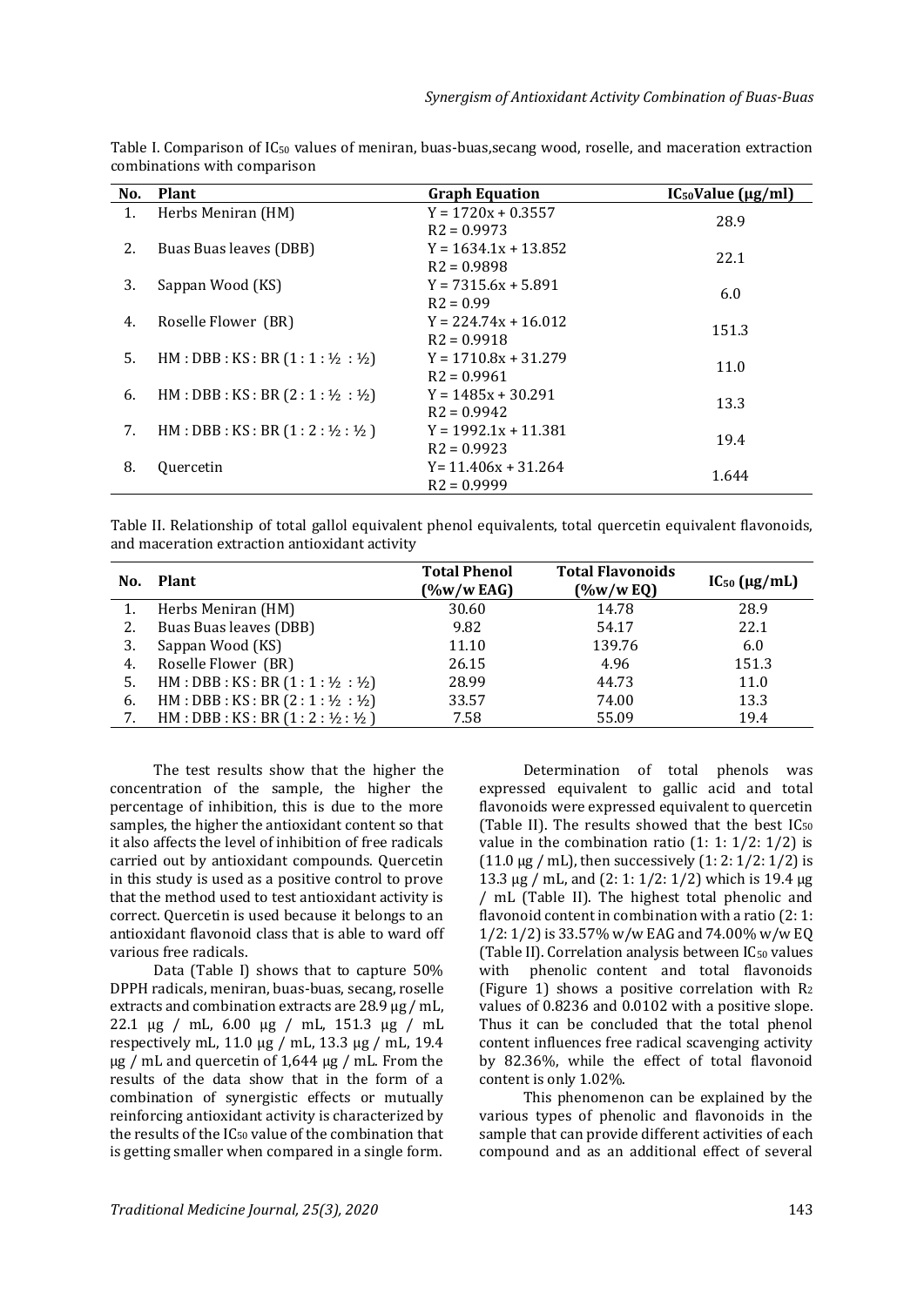Table I. Comparison of $IC_{50}$ values of meniran, buas-buas,secang wood, roselle, and maceration extraction combinations with comparison

| No. | Plant | Graph Equation | $IC_{50}$Value (µg/ml) |
|---|---|---|---|
| 1. | Herbs Meniran (HM) | Y = 1720x + 0.3557<br>R2 = 0.9973 | 28.9 |
| 2. | Buas Buas leaves (DBB) | Y = 1634.1x + 13.852<br>R2 = 0.9898 | 22.1 |
| 3. | Sappan Wood (KS) | Y = 7315.6x + 5.891<br>R2 = 0.99 | 6.0 |
| 4. | Roselle Flower (BR) | Y = 224.74x + 16.012<br>R2 = 0.9918 | 151.3 |
| 5. | HM : DBB : KS : BR (1 : 1 : ½ : ½) | Y = 1710.8x + 31.279<br>R2 = 0.9961 | 11.0 |
| 6. | HM : DBB : KS : BR (2 : 1 : ½ : ½) | Y = 1485x + 30.291<br>R2 = 0.9942 | 13.3 |
| 7. | HM : DBB : KS : BR (1 : 2 : ½ : ½ ) | Y = 1992.1x + 11.381<br>R2 = 0.9923 | 19.4 |
| 8. | Quercetin | Y= 11.406x + 31.264<br>R2 = 0.9999 | 1.644 |

Table II. Relationship of total gallol equivalent phenol equivalents, total quercetin equivalent flavonoids, and maceration extraction antioxidant activity

| No. | Plant | Total Phenol (%w/w EAG) | Total Flavonoids (%w/w EQ) | $IC_{50}$ (µg/mL) |
|---|---|---|---|---|
| 1. | Herbs Meniran (HM) | 30.60 | 14.78 | 28.9 |
| 2. | Buas Buas leaves (DBB) | 9.82 | 54.17 | 22.1 |
| 3. | Sappan Wood (KS) | 11.10 | 139.76 | 6.0 |
| 4. | Roselle Flower (BR) | 26.15 | 4.96 | 151.3 |
| 5. | HM : DBB : KS : BR (1 : 1 : ½ : ½) | 28.99 | 44.73 | 11.0 |
| 6. | HM : DBB : KS : BR (2 : 1 : ½ : ½) | 33.57 | 74.00 | 13.3 |
| 7. | HM : DBB : KS : BR (1 : 2 : ½ : ½ ) | 7.58 | 55.09 | 19.4 |

The test results show that the higher the concentration of the sample, the higher the percentage of inhibition, this is due to the more samples, the higher the antioxidant content so that it also affects the level of inhibition of free radicals carried out by antioxidant compounds. Quercetin in this study is used as a positive control to prove that the method used to test antioxidant activity is correct. Quercetin is used because it belongs to an antioxidant flavonoid class that is able to ward off various free radicals.

Data (Table I) shows that to capture 50% DPPH radicals, meniran, buas-buas, secang, roselle extracts and combination extracts are 28.9 µg / mL, 22.1 µg / mL, 6.00 µg / mL, 151.3 µg / mL respectively mL, 11.0 µg / mL, 13.3 µg / mL, 19.4 µg / mL and quercetin of 1,644 µg / mL. From the results of the data show that in the form of a combination of synergistic effects or mutually reinforcing antioxidant activity is characterized by the results of the $IC_{50}$ value of the combination that is getting smaller when compared in a single form.

Determination of total phenols was expressed equivalent to gallic acid and total flavonoids were expressed equivalent to quercetin (Table II). The results showed that the best $IC_{50}$ value in the combination ratio (1: 1: 1/2: 1/2) is (11.0 µg / mL), then successively (1: 2: 1/2: 1/2) is 13.3 µg / mL, and (2: 1: 1/2: 1/2) which is 19.4 µg / mL (Table II). The highest total phenolic and flavonoid content in combination with a ratio (2: 1: 1/2: 1/2) is 33.57% w/w EAG and 74.00% w/w EQ (Table II). Correlation analysis between $IC_{50}$ values with phenolic content and total flavonoids (Figure 1) shows a positive correlation with $R_2$ values of 0.8236 and 0.0102 with a positive slope. Thus it can be concluded that the total phenol content influences free radical scavenging activity by 82.36%, while the effect of total flavonoid content is only 1.02%.

This phenomenon can be explained by the various types of phenolic and flavonoids in the sample that can provide different activities of each compound and as an additional effect of several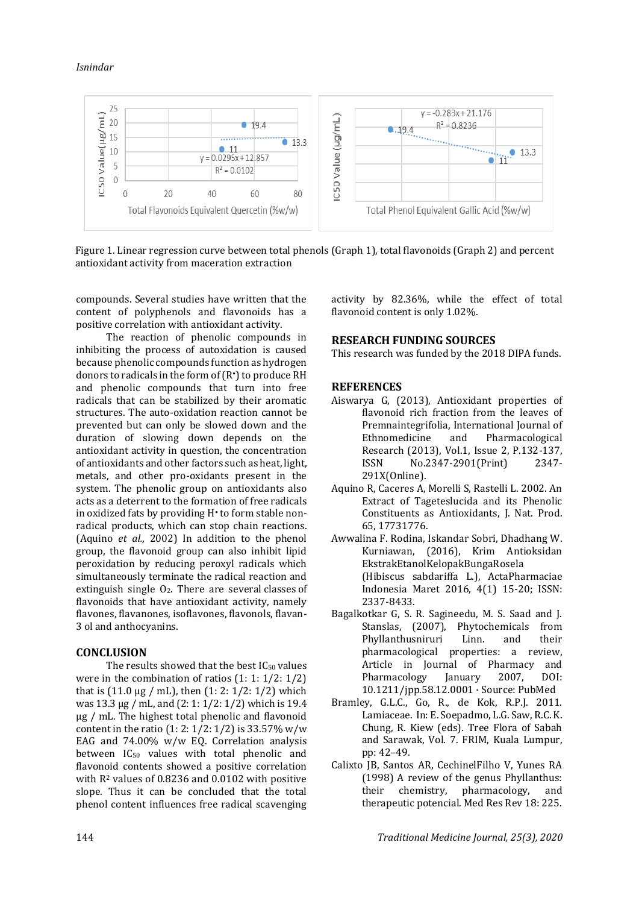Figure 1. Linear regression curve between total phenols (Graph 1), total flavonoids (Graph 2) and percent antioxidant activity from maceration extraction

compounds. Several studies have written that the content of polyphenols and flavonoids has a positive correlation with antioxidant activity.

The reaction of phenolic compounds in inhibiting the process of autoxidation is caused because phenolic compounds function as hydrogen donors to radicals in the form of (R•) to produce RH and phenolic compounds that turn into free radicals that can be stabilized by their aromatic structures. The auto-oxidation reaction cannot be prevented but can only be slowed down and the duration of slowing down depends on the antioxidant activity in question, the concentration of antioxidants and other factors such as heat, light, metals, and other pro-oxidants present in the system. The phenolic group on antioxidants also acts as a deterrent to the formation of free radicals in oxidized fats by providing H• to form stable non-radical products, which can stop chain reactions. (Aquino *et al.,* 2002) In addition to the phenol group, the flavonoid group can also inhibit lipid peroxidation by reducing peroxyl radicals which simultaneously terminate the radical reaction and extinguish single $O_2$. There are several classes of flavonoids that have antioxidant activity, namely flavones, flavanones, isoflavones, flavonols, flavan-3 ol and anthocyanins.

## CONCLUSION

The results showed that the best $IC_{50}$ values were in the combination of ratios (1: 1: 1/2: 1/2) that is (11.0 μg / mL), then (1: 2: 1/2: 1/2) which was 13.3 μg / mL, and (2: 1: 1/2: 1/2) which is 19.4 μg / mL. The highest total phenolic and flavonoid content in the ratio (1: 2: 1/2: 1/2) is 33.57% w/w EAG and 74.00% w/w EQ. Correlation analysis between $IC_{50}$ values with total phenolic and flavonoid contents showed a positive correlation with $R^2$ values of 0.8236 and 0.0102 with positive slope. Thus it can be concluded that the total phenol content influences free radical scavenging activity by 82.36%, while the effect of total flavonoid content is only 1.02%.

## RESEARCH FUNDING SOURCES

This research was funded by the 2018 DIPA funds.

## REFERENCES

Aiswarya G, (2013), Antioxidant properties of flavonoid rich fraction from the leaves of Premnaintegrifolia, International Journal of Ethnomedicine and Pharmacological Research (2013), Vol.1, Issue 2, P.132-137, ISSN No.2347-2901(Print) 2347-291X(Online).

Aquino R, Caceres A, Morelli S, Rastelli L. 2002. An Extract of Tageteslucida and its Phenolic Constituents as Antioxidants, J. Nat. Prod. 65, 17731776.

Awwalina F. Rodina, Iskandar Sobri, Dhadhang W. Kurniawan, (2016), Krim Antioksidan EkstrakEtanolKelopakBungaRosela (Hibiscus sabdariffa L.), ActaPharmaciae Indonesia Maret 2016, 4(1) 15-20; ISSN: 2337-8433.

Bagalkotkar G, S. R. Sagineedu, M. S. Saad and J. Stanslas, (2007), Phytochemicals from Phyllanthusniruri Linn. and their pharmacological properties: a review, Article in Journal of Pharmacy and Pharmacology January 2007, DOI: 10.1211/jpp.58.12.0001 · Source: PubMed

Bramley, G.L.C., Go, R., de Kok, R.P.J. 2011. Lamiaceae. In: E. Soepadmo, L.G. Saw, R.C. K. Chung, R. Kiew (eds). Tree Flora of Sabah and Sarawak, Vol. 7. FRIM, Kuala Lumpur, pp: 42–49.

Calixto JB, Santos AR, CechinelFilho V, Yunes RA (1998) A review of the genus Phyllanthus: their chemistry, pharmacology, and therapeutic potencial. Med Res Rev 18: 225.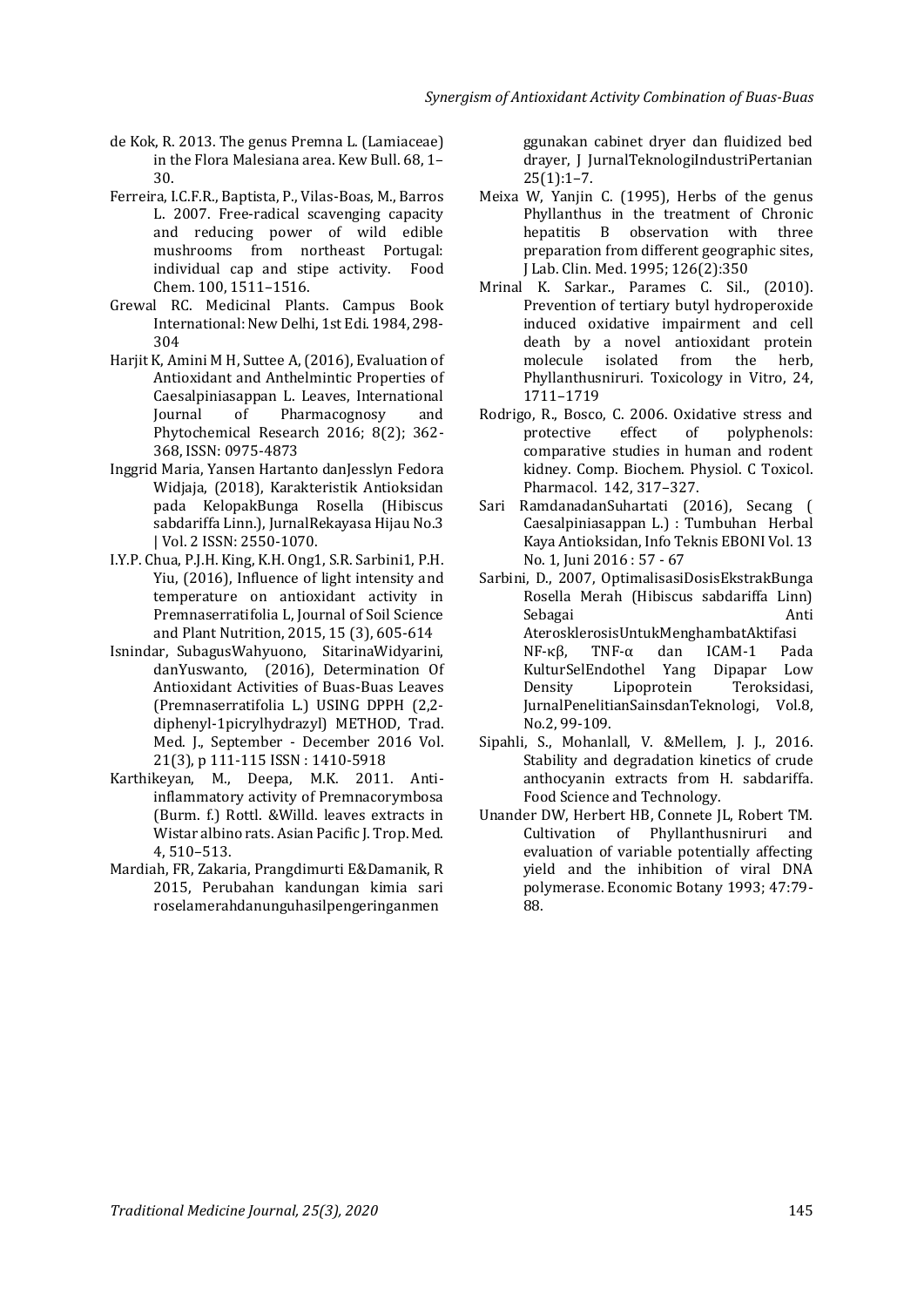de Kok, R. 2013. The genus Premna L. (Lamiaceae) in the Flora Malesiana area. Kew Bull. 68, 1–30.

Ferreira, I.C.F.R., Baptista, P., Vilas-Boas, M., Barros L. 2007. Free-radical scavenging capacity and reducing power of wild edible mushrooms from northeast Portugal: individual cap and stipe activity. Food Chem. 100, 1511–1516.

Grewal RC. Medicinal Plants. Campus Book International: New Delhi, 1st Edi. 1984, 298-304

Harjit K, Amini M H, Suttee A, (2016), Evaluation of Antioxidant and Anthelmintic Properties of Caesalpiniasappan L. Leaves, International Journal of Pharmacognosy and Phytochemical Research 2016; 8(2); 362-368, ISSN: 0975-4873

Inggrid Maria, Yansen Hartanto danJesslyn Fedora Widjaja, (2018), Karakteristik Antioksidan pada KelopakBunga Rosella (Hibiscus sabdariffa Linn.), JurnalRekayasa Hijau No.3 | Vol. 2 ISSN: 2550-1070.

I.Y.P. Chua, P.J.H. King, K.H. Ong1, S.R. Sarbini1, P.H. Yiu, (2016), Influence of light intensity and temperature on antioxidant activity in Premnaserratifolia L, Journal of Soil Science and Plant Nutrition, 2015, 15 (3), 605-614

Isnindar, SubagusWahyuono, SitarinaWidyarini, danYuswanto, (2016), Determination Of Antioxidant Activities of Buas-Buas Leaves (Premnaserratifolia L.) USING DPPH (2,2-diphenyl-1picrylhydrazyl) METHOD, Trad. Med. J., September - December 2016 Vol. 21(3), p 111-115 ISSN : 1410-5918

Karthikeyan, M., Deepa, M.K. 2011. Anti-inflammatory activity of Premnacorymbosa (Burm. f.) Rottl. &Willd. leaves extracts in Wistar albino rats. Asian Pacific J. Trop. Med. 4, 510–513.

Mardiah, FR, Zakaria, Prangdimurti E&Damanik, R 2015, Perubahan kandungan kimia sari roselamerahdanunguhasilpengeringanmenggunakan cabinet dryer dan fluidized bed drayer, J JurnalTeknologiIndustriPertanian 25(1):1–7.

Meixa W, Yanjin C. (1995), Herbs of the genus Phyllanthus in the treatment of Chronic hepatitis B observation with three preparation from different geographic sites, J Lab. Clin. Med. 1995; 126(2):350

Mrinal K. Sarkar., Parames C. Sil., (2010). Prevention of tertiary butyl hydroperoxide induced oxidative impairment and cell death by a novel antioxidant protein molecule isolated from the herb, Phyllanthusniruri. Toxicology in Vitro, 24, 1711–1719

Rodrigo, R., Bosco, C. 2006. Oxidative stress and protective effect of polyphenols: comparative studies in human and rodent kidney. Comp. Biochem. Physiol. C Toxicol. Pharmacol. 142, 317–327.

Sari RamdanadanSuhartati (2016), Secang ( Caesalpiniasappan L.) : Tumbuhan Herbal Kaya Antioksidan, Info Teknis EBONI Vol. 13 No. 1, Juni 2016 : 57 - 67

Sarbini, D., 2007, OptimalisasiDosisEkstrakBunga Rosella Merah (Hibiscus sabdariffa Linn) Sebagai Anti AterosklerosisUntukMenghambatAktifasi NF-κβ, TNF-α dan ICAM-1 Pada KulturSelEndothel Yang Dipapar Low Density Lipoprotein Teroksidasi, JurnalPenelitianSainsdanTeknologi, Vol.8, No.2, 99-109.

Sipahli, S., Mohanlall, V. &Mellem, J. J., 2016. Stability and degradation kinetics of crude anthocyanin extracts from H. sabdariffa. Food Science and Technology.

Unander DW, Herbert HB, Connete JL, Robert TM. Cultivation of Phyllanthusniruri and evaluation of variable potentially affecting yield and the inhibition of viral DNA polymerase. Economic Botany 1993; 47:79-88.